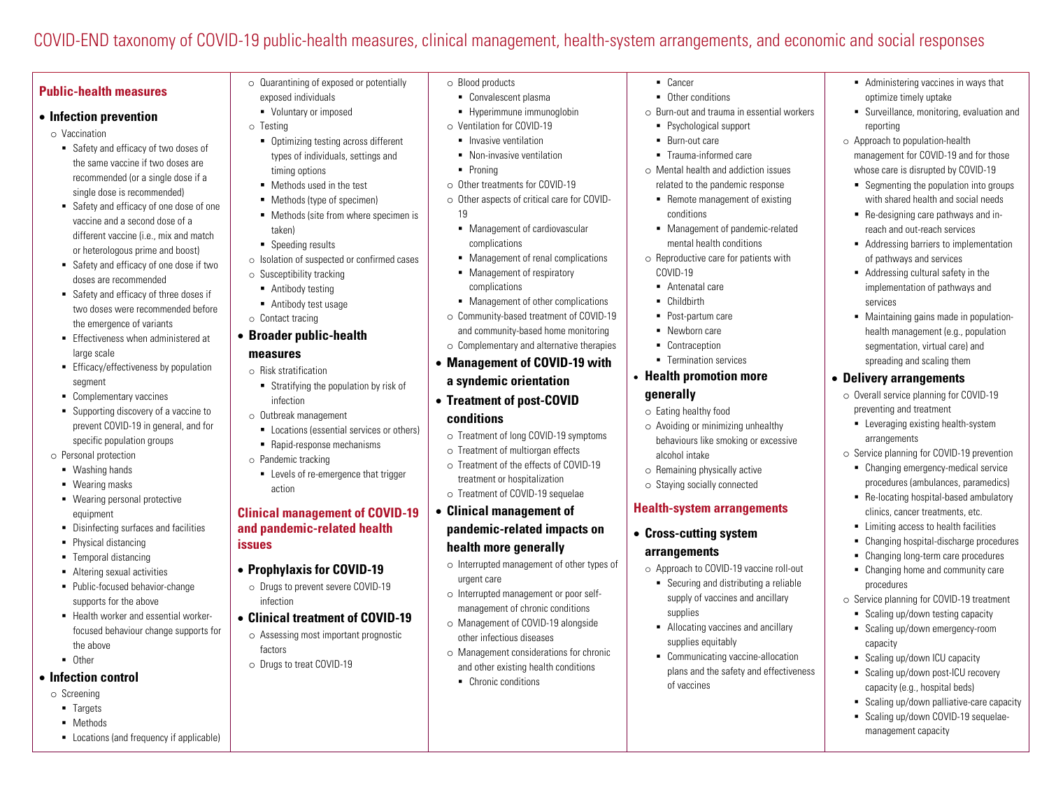# COVID-END taxonomy of COVID-19 public-health measures, clinical management, health-system arrangements, and economic and social responses

## Public-health measures

- **Infection prevention**
  - Vaccination
    - Safety and efficacy of two doses of the same vaccine if two doses are recommended (or a single dose if a single dose is recommended)
    - Safety and efficacy of one dose of one vaccine and a second dose of a different vaccine (i.e., mix and match or heterologous prime and boost)
    - Safety and efficacy of one dose if two doses are recommended
    - Safety and efficacy of three doses if two doses were recommended before the emergence of variants
    - Effectiveness when administered at large scale
    - Efficacy/effectiveness by population segment
    - Complementary vaccines
    - Supporting discovery of a vaccine to prevent COVID-19 in general, and for specific population groups
  - Personal protection
    - Washing hands
    - Wearing masks
    - Wearing personal protective equipment
    - Disinfecting surfaces and facilities
    - Physical distancing
    - Temporal distancing
    - Altering sexual activities
    - Public-focused behavior-change supports for the above
    - Health worker and essential worker-focused behaviour change supports for the above
    - Other
- **Infection control**
  - Screening
    - Targets
    - Methods
    - Locations (and frequency if applicable)
  - Quarantining of exposed or potentially exposed individuals
    - Voluntary or imposed
  - Testing
    - Optimizing testing across different types of individuals, settings and timing options
    - Methods used in the test
    - Methods (type of specimen)
    - Methods (site from where specimen is taken)
    - Speeding results
  - Isolation of suspected or confirmed cases
  - Susceptibility tracking
    - Antibody testing
    - Antibody test usage
  - Contact tracing
- **Broader public-health measures**
  - Risk stratification
    - Stratifying the population by risk of infection
  - Outbreak management
    - Locations (essential services or others)
    - Rapid-response mechanisms
  - Pandemic tracking
    - Levels of re-emergence that trigger action

## Clinical management of COVID-19 and pandemic-related health issues

- **Prophylaxis for COVID-19**
  - Drugs to prevent severe COVID-19 infection
- **Clinical treatment of COVID-19**
  - Assessing most important prognostic factors
  - Drugs to treat COVID-19
  - Blood products
    - Convalescent plasma
    - Hyperimmune immunoglobin
  - Ventilation for COVID-19
    - Invasive ventilation
    - Non-invasive ventilation
    - Proning
  - Other treatments for COVID-19
  - Other aspects of critical care for COVID-19
    - Management of cardiovascular complications
    - Management of renal complications
    - Management of respiratory complications
    - Management of other complications
  - Community-based treatment of COVID-19 and community-based home monitoring
  - Complementary and alternative therapies
- **Management of COVID-19 with a syndemic orientation**
- **Treatment of post-COVID conditions**
  - Treatment of long COVID-19 symptoms
  - Treatment of multiorgan effects
  - Treatment of the effects of COVID-19 treatment or hospitalization
  - Treatment of COVID-19 sequelae
- **Clinical management of pandemic-related impacts on health more generally**
  - Interrupted management of other types of urgent care
  - Interrupted management or poor self-management of chronic conditions
  - Management of COVID-19 alongside other infectious diseases
  - Management considerations for chronic and other existing health conditions
    - Chronic conditions
    - Cancer
    - Other conditions
  - Burn-out and trauma in essential workers
    - Psychological support
    - Burn-out care
    - Trauma-informed care
  - Mental health and addiction issues related to the pandemic response
    - Remote management of existing conditions
    - Management of pandemic-related mental health conditions
  - Reproductive care for patients with COVID-19
    - Antenatal care
    - Childbirth
    - Post-partum care
    - Newborn care
    - Contraception
    - Termination services
- **Health promotion more generally**
  - Eating healthy food
  - Avoiding or minimizing unhealthy behaviours like smoking or excessive alcohol intake
  - Remaining physically active
  - Staying socially connected

## Health-system arrangements

- **Cross-cutting system arrangements**
  - Approach to COVID-19 vaccine roll-out
    - Securing and distributing a reliable supply of vaccines and ancillary supplies
    - Allocating vaccines and ancillary supplies equitably
    - Communicating vaccine-allocation plans and the safety and effectiveness of vaccines
    - Administering vaccines in ways that optimize timely uptake
    - Surveillance, monitoring, evaluation and reporting
  - Approach to population-health management for COVID-19 and for those whose care is disrupted by COVID-19
    - Segmenting the population into groups with shared health and social needs
    - Re-designing care pathways and in-reach and out-reach services
    - Addressing barriers to implementation of pathways and services
    - Addressing cultural safety in the implementation of pathways and services
    - Maintaining gains made in population-health management (e.g., population segmentation, virtual care) and spreading and scaling them
- **Delivery arrangements**
  - Overall service planning for COVID-19 preventing and treatment
    - Leveraging existing health-system arrangements
  - Service planning for COVID-19 prevention
    - Changing emergency-medical service procedures (ambulances, paramedics)
    - Re-locating hospital-based ambulatory clinics, cancer treatments, etc.
    - Limiting access to health facilities
    - Changing hospital-discharge procedures
    - Changing long-term care procedures
    - Changing home and community care procedures
  - Service planning for COVID-19 treatment
    - Scaling up/down testing capacity
    - Scaling up/down emergency-room capacity
    - Scaling up/down ICU capacity
    - Scaling up/down post-ICU recovery capacity (e.g., hospital beds)
    - Scaling up/down palliative-care capacity
    - Scaling up/down COVID-19 sequelae-management capacity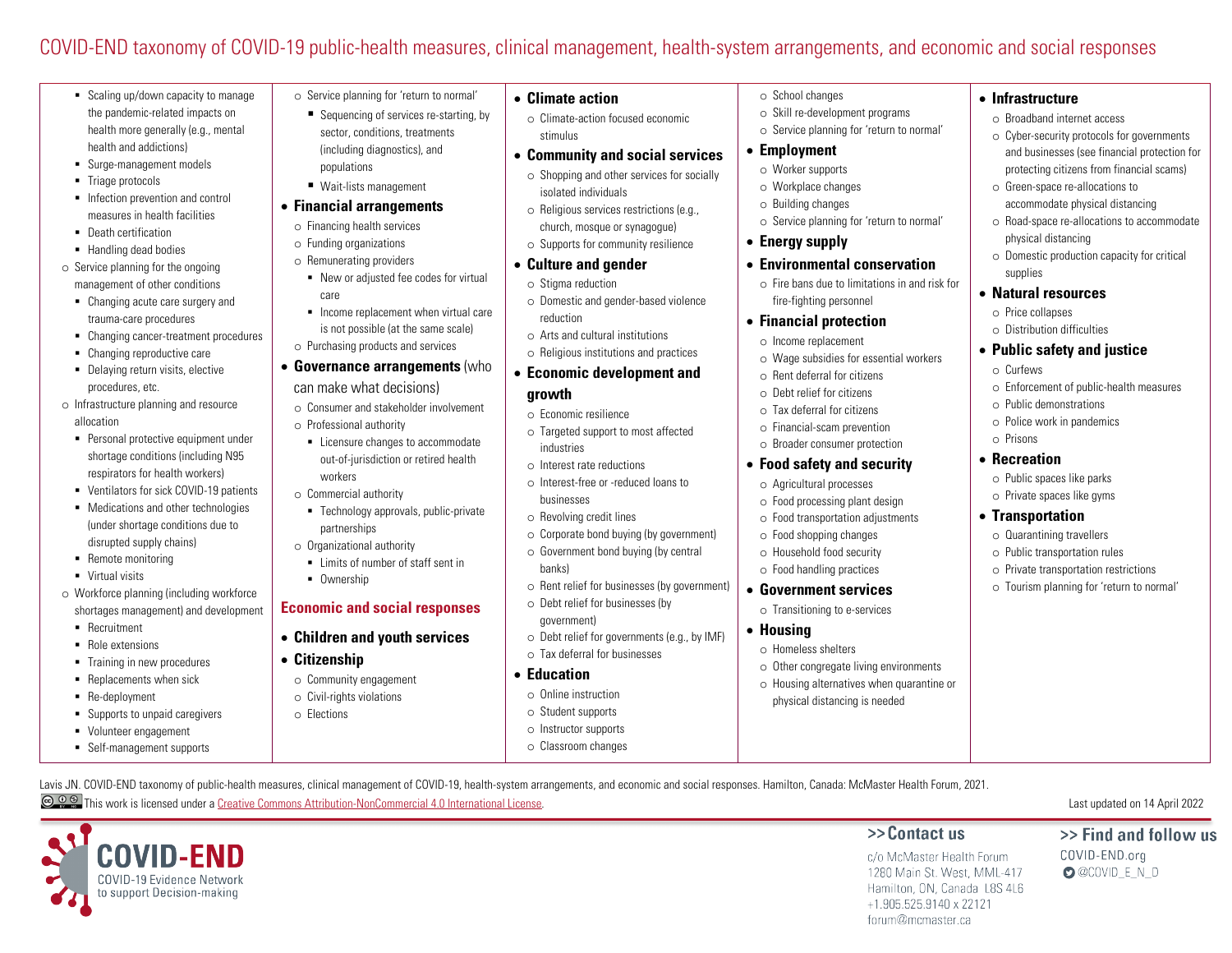# COVID-END taxonomy of COVID-19 public-health measures, clinical management, health-system arrangements, and economic and social responses

- Scaling up/down capacity to manage the pandemic-related impacts on health more generally (e.g., mental health and addictions)
- Surge-management models
- Triage protocols
- Infection prevention and control measures in health facilities
- Death certification
- Handling dead bodies

- Service planning for the ongoing management of other conditions
  - Changing acute care surgery and trauma-care procedures
  - Changing cancer-treatment procedures
  - Changing reproductive care
  - Delaying return visits, elective procedures, etc.
- Infrastructure planning and resource allocation
  - Personal protective equipment under shortage conditions (including N95 respirators for health workers)
  - Ventilators for sick COVID-19 patients
  - Medications and other technologies (under shortage conditions due to disrupted supply chains)
  - Remote monitoring
  - Virtual visits
- Workforce planning (including workforce shortages management) and development
  - Recruitment
  - Role extensions
  - Training in new procedures
  - Replacements when sick
  - Re-deployment
  - Supports to unpaid caregivers
  - Volunteer engagement
  - Self-management supports
- Service planning for 'return to normal'
  - Sequencing of services re-starting, by sector, conditions, treatments (including diagnostics), and populations
  - Wait-lists management

- **Financial arrangements**
  - Financing health services
  - Funding organizations
  - Remunerating providers
    - New or adjusted fee codes for virtual care
    - Income replacement when virtual care is not possible (at the same scale)
  - Purchasing products and services
- **Governance arrangements** (who can make what decisions)
  - Consumer and stakeholder involvement
  - Professional authority
    - Licensure changes to accommodate out-of-jurisdiction or retired health workers
  - Commercial authority
    - Technology approvals, public-private partnerships
  - Organizational authority
    - Limits of number of staff sent in
    - Ownership

## Economic and social responses

- **Children and youth services**
- **Citizenship**
  - Community engagement
  - Civil-rights violations
  - Elections
- **Climate action**
  - Climate-action focused economic stimulus
- **Community and social services**
  - Shopping and other services for socially isolated individuals
  - Religious services restrictions (e.g., church, mosque or synagogue)
  - Supports for community resilience
- **Culture and gender**
  - Stigma reduction
  - Domestic and gender-based violence reduction
  - Arts and cultural institutions
  - Religious institutions and practices
- **Economic development and growth**
  - Economic resilience
  - Targeted support to most affected industries
  - Interest rate reductions
  - Interest-free or -reduced loans to businesses
  - Revolving credit lines
  - Corporate bond buying (by government)
  - Government bond buying (by central banks)
  - Rent relief for businesses (by government)
  - Debt relief for businesses (by government)
  - Debt relief for governments (e.g., by IMF)
  - Tax deferral for businesses
- **Education**
  - Online instruction
  - Student supports
  - Instructor supports
  - Classroom changes
  - School changes
  - Skill re-development programs
  - Service planning for 'return to normal'
- **Employment**
  - Worker supports
  - Workplace changes
  - Building changes
  - Service planning for 'return to normal'
- **Energy supply**
- **Environmental conservation**
  - Fire bans due to limitations in and risk for fire-fighting personnel
- **Financial protection**
  - Income replacement
  - Wage subsidies for essential workers
  - Rent deferral for citizens
  - Debt relief for citizens
  - Tax deferral for citizens
  - Financial-scam prevention
  - Broader consumer protection
- **Food safety and security**
  - Agricultural processes
  - Food processing plant design
  - Food transportation adjustments
  - Food shopping changes
  - Household food security
  - Food handling practices
- **Government services**
  - Transitioning to e-services
- **Housing**
  - Homeless shelters
  - Other congregate living environments
  - Housing alternatives when quarantine or physical distancing is needed
- **Infrastructure**
  - Broadband internet access
  - Cyber-security protocols for governments and businesses (see financial protection for protecting citizens from financial scams)
  - Green-space re-allocations to accommodate physical distancing
  - Road-space re-allocations to accommodate physical distancing
  - Domestic production capacity for critical supplies
- **Natural resources**
  - Price collapses
  - Distribution difficulties
- **Public safety and justice**
  - Curfews
  - Enforcement of public-health measures
  - Public demonstrations
  - Police work in pandemics
  - Prisons
- **Recreation**
  - Public spaces like parks
  - Private spaces like gyms
- **Transportation**
  - Quarantining travellers
  - Public transportation rules
  - Private transportation restrictions
  - Tourism planning for 'return to normal'

Lavis JN. COVID-END taxonomy of public-health measures, clinical management of COVID-19, health-system arrangements, and economic and social responses. Hamilton, Canada: McMaster Health Forum, 2021.

This work is licensed under a Creative Commons Attribution-NonCommercial 4.0 International License.

Last updated on 14 April 2022

COVID-END
COVID-19 Evidence Network to support Decision-making

**>> Contact us**

c/o McMaster Health Forum
1280 Main St. West, MML-417
Hamilton, ON, Canada L8S 4L6
+1.905.525.9140 x 22121
forum@mcmaster.ca

**>> Find and follow us**

COVID-END.org
@COVID_E_N_D